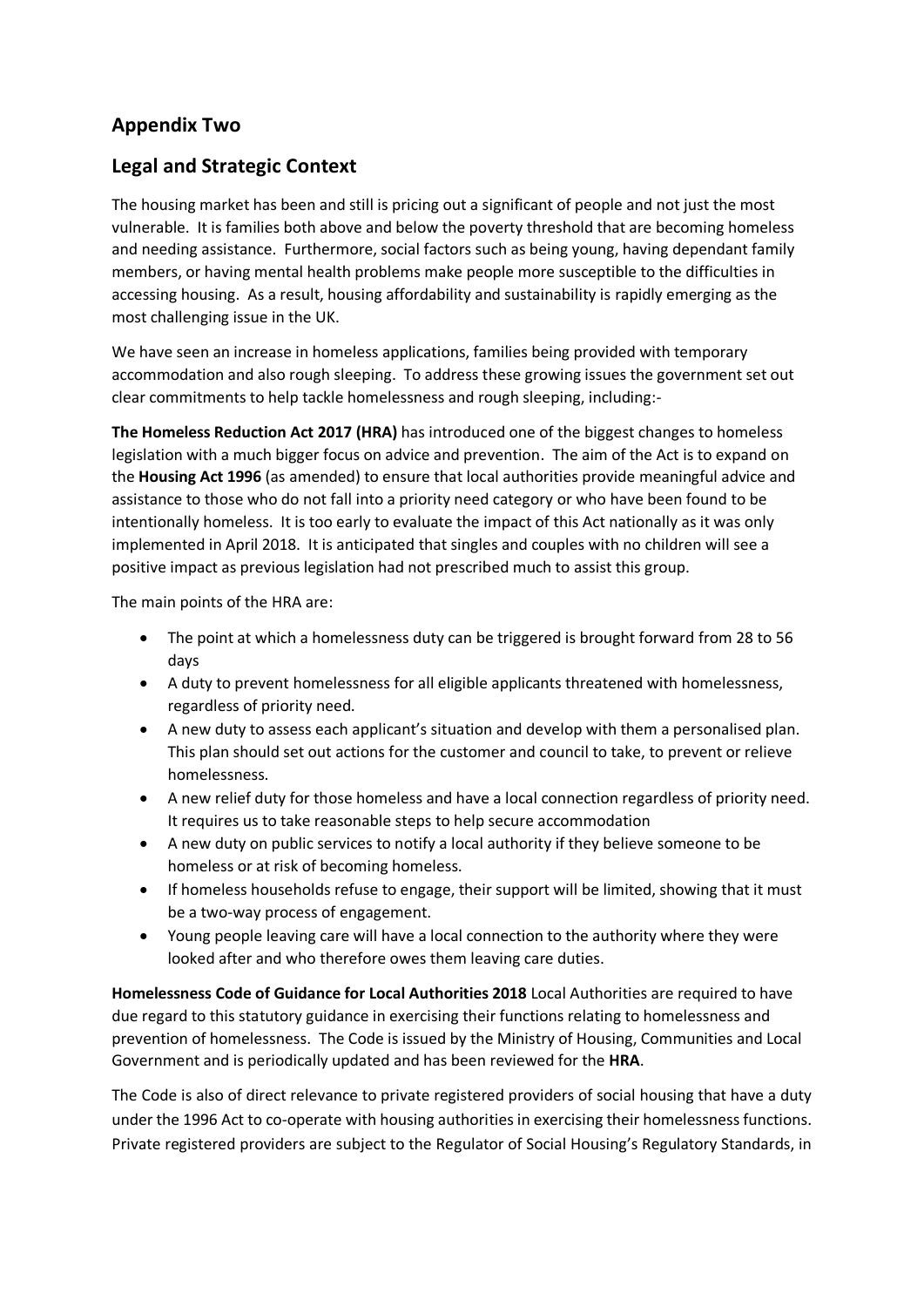## Appendix Two

## Legal and Strategic Context

The housing market has been and still is pricing out a significant of people and not just the most vulnerable. It is families both above and below the poverty threshold that are becoming homeless and needing assistance. Furthermore, social factors such as being young, having dependant family members, or having mental health problems make people more susceptible to the difficulties in accessing housing. As a result, housing affordability and sustainability is rapidly emerging as the most challenging issue in the UK.

We have seen an increase in homeless applications, families being provided with temporary accommodation and also rough sleeping. To address these growing issues the government set out clear commitments to help tackle homelessness and rough sleeping, including:-

**The Homeless Reduction Act 2017 (HRA)** has introduced one of the biggest changes to homeless legislation with a much bigger focus on advice and prevention. The aim of the Act is to expand on the **Housing Act 1996** (as amended) to ensure that local authorities provide meaningful advice and assistance to those who do not fall into a priority need category or who have been found to be intentionally homeless. It is too early to evaluate the impact of this Act nationally as it was only implemented in April 2018. It is anticipated that singles and couples with no children will see a positive impact as previous legislation had not prescribed much to assist this group.

The main points of the HRA are:

- The point at which a homelessness duty can be triggered is brought forward from 28 to 56 days
- A duty to prevent homelessness for all eligible applicants threatened with homelessness, regardless of priority need.
- A new duty to assess each applicant's situation and develop with them a personalised plan. This plan should set out actions for the customer and council to take, to prevent or relieve homelessness.
- A new relief duty for those homeless and have a local connection regardless of priority need. It requires us to take reasonable steps to help secure accommodation
- A new duty on public services to notify a local authority if they believe someone to be homeless or at risk of becoming homeless.
- If homeless households refuse to engage, their support will be limited, showing that it must be a two-way process of engagement.
- Young people leaving care will have a local connection to the authority where they were looked after and who therefore owes them leaving care duties.

**Homelessness Code of Guidance for Local Authorities 2018** Local Authorities are required to have due regard to this statutory guidance in exercising their functions relating to homelessness and prevention of homelessness. The Code is issued by the Ministry of Housing, Communities and Local Government and is periodically updated and has been reviewed for the **HRA**.

The Code is also of direct relevance to private registered providers of social housing that have a duty under the 1996 Act to co-operate with housing authorities in exercising their homelessness functions. Private registered providers are subject to the Regulator of Social Housing's Regulatory Standards, in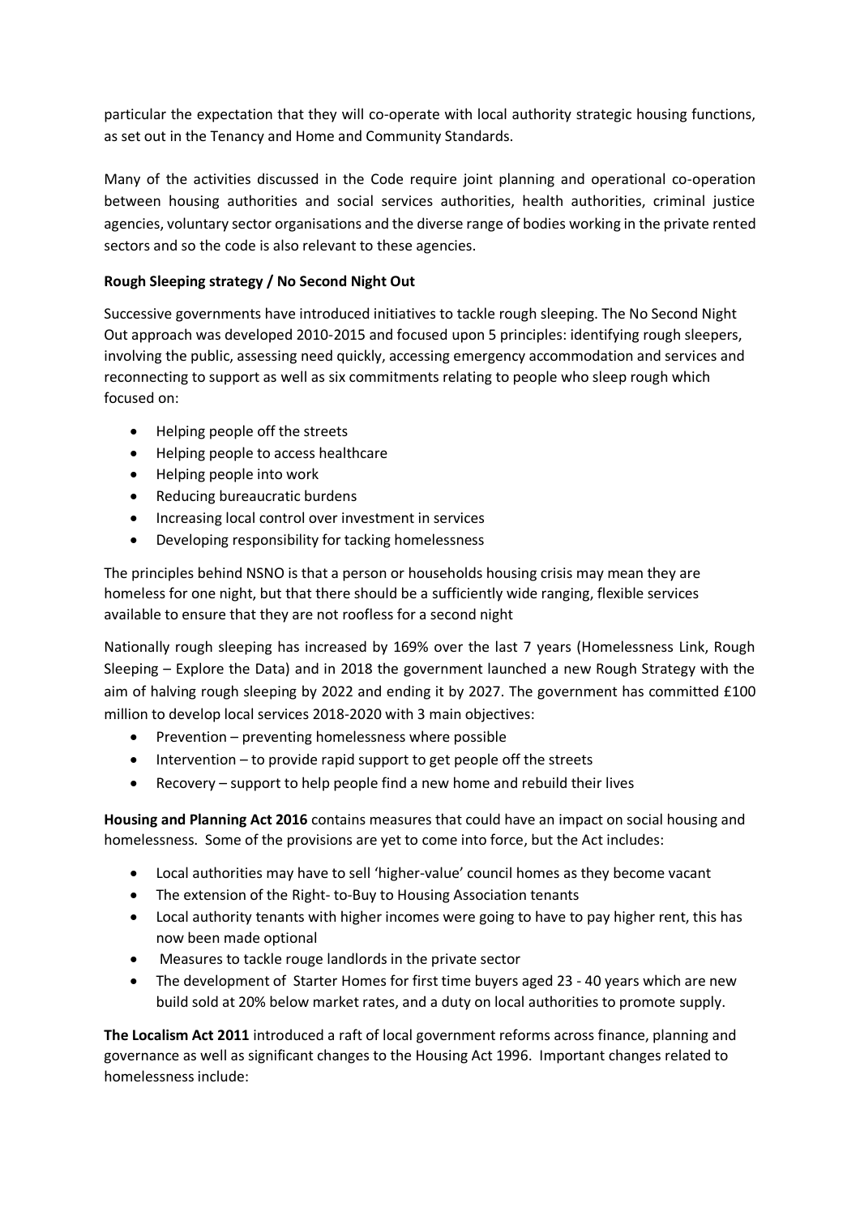particular the expectation that they will co-operate with local authority strategic housing functions, as set out in the Tenancy and Home and Community Standards.

Many of the activities discussed in the Code require joint planning and operational co-operation between housing authorities and social services authorities, health authorities, criminal justice agencies, voluntary sector organisations and the diverse range of bodies working in the private rented sectors and so the code is also relevant to these agencies.

**Rough Sleeping strategy / No Second Night Out**

Successive governments have introduced initiatives to tackle rough sleeping. The No Second Night Out approach was developed 2010-2015 and focused upon 5 principles: identifying rough sleepers, involving the public, assessing need quickly, accessing emergency accommodation and services and reconnecting to support as well as six commitments relating to people who sleep rough which focused on:

- Helping people off the streets
- Helping people to access healthcare
- Helping people into work
- Reducing bureaucratic burdens
- Increasing local control over investment in services
- Developing responsibility for tacking homelessness

The principles behind NSNO is that a person or households housing crisis may mean they are homeless for one night, but that there should be a sufficiently wide ranging, flexible services available to ensure that they are not roofless for a second night

Nationally rough sleeping has increased by 169% over the last 7 years (Homelessness Link, Rough Sleeping – Explore the Data) and in 2018 the government launched a new Rough Strategy with the aim of halving rough sleeping by 2022 and ending it by 2027. The government has committed £100 million to develop local services 2018-2020 with 3 main objectives:

- Prevention – preventing homelessness where possible
- Intervention – to provide rapid support to get people off the streets
- Recovery – support to help people find a new home and rebuild their lives

**Housing and Planning Act 2016** contains measures that could have an impact on social housing and homelessness. Some of the provisions are yet to come into force, but the Act includes:

- Local authorities may have to sell 'higher-value' council homes as they become vacant
- The extension of the Right- to-Buy to Housing Association tenants
- Local authority tenants with higher incomes were going to have to pay higher rent, this has now been made optional
- Measures to tackle rouge landlords in the private sector
- The development of Starter Homes for first time buyers aged 23 - 40 years which are new build sold at 20% below market rates, and a duty on local authorities to promote supply.

**The Localism Act 2011** introduced a raft of local government reforms across finance, planning and governance as well as significant changes to the Housing Act 1996. Important changes related to homelessness include: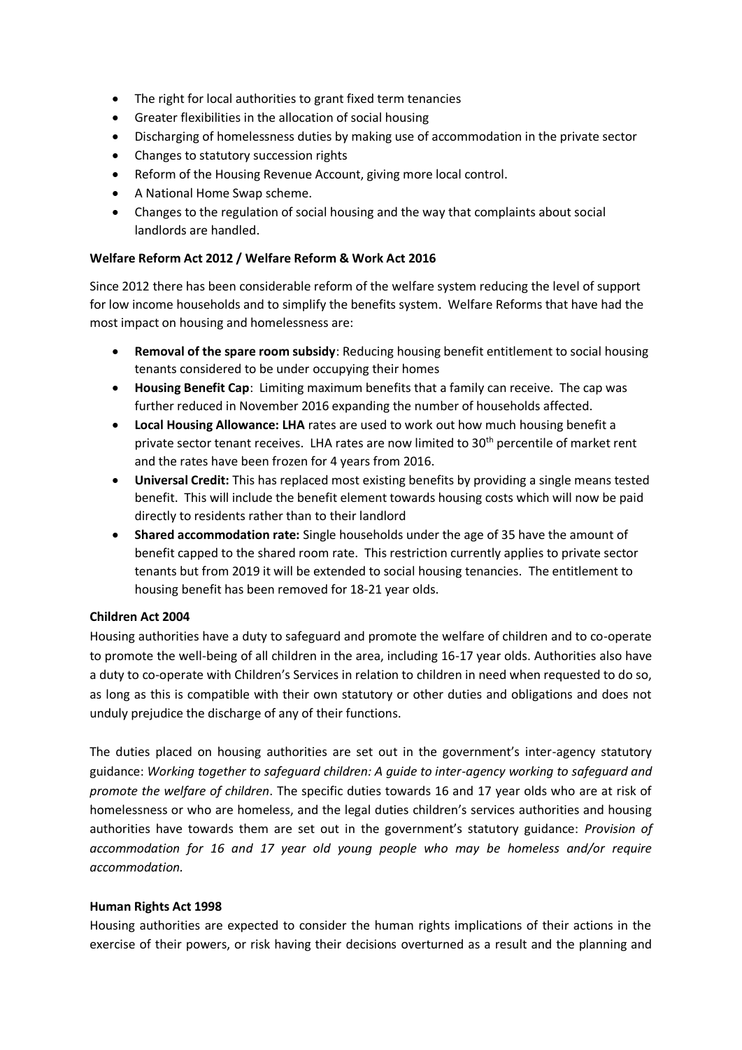- The right for local authorities to grant fixed term tenancies
- Greater flexibilities in the allocation of social housing
- Discharging of homelessness duties by making use of accommodation in the private sector
- Changes to statutory succession rights
- Reform of the Housing Revenue Account, giving more local control.
- A National Home Swap scheme.
- Changes to the regulation of social housing and the way that complaints about social landlords are handled.

**Welfare Reform Act 2012 / Welfare Reform & Work Act 2016**

Since 2012 there has been considerable reform of the welfare system reducing the level of support for low income households and to simplify the benefits system. Welfare Reforms that have had the most impact on housing and homelessness are:

- **Removal of the spare room subsidy**: Reducing housing benefit entitlement to social housing tenants considered to be under occupying their homes
- **Housing Benefit Cap**: Limiting maximum benefits that a family can receive. The cap was further reduced in November 2016 expanding the number of households affected.
- **Local Housing Allowance: LHA** rates are used to work out how much housing benefit a private sector tenant receives. LHA rates are now limited to 30th percentile of market rent and the rates have been frozen for 4 years from 2016.
- **Universal Credit:** This has replaced most existing benefits by providing a single means tested benefit. This will include the benefit element towards housing costs which will now be paid directly to residents rather than to their landlord
- **Shared accommodation rate:** Single households under the age of 35 have the amount of benefit capped to the shared room rate. This restriction currently applies to private sector tenants but from 2019 it will be extended to social housing tenancies. The entitlement to housing benefit has been removed for 18-21 year olds.

**Children Act 2004**

Housing authorities have a duty to safeguard and promote the welfare of children and to co-operate to promote the well-being of all children in the area, including 16-17 year olds. Authorities also have a duty to co-operate with Children's Services in relation to children in need when requested to do so, as long as this is compatible with their own statutory or other duties and obligations and does not unduly prejudice the discharge of any of their functions.

The duties placed on housing authorities are set out in the government's inter-agency statutory guidance: *Working together to safeguard children: A guide to inter-agency working to safeguard and promote the welfare of children*. The specific duties towards 16 and 17 year olds who are at risk of homelessness or who are homeless, and the legal duties children's services authorities and housing authorities have towards them are set out in the government's statutory guidance: *Provision of accommodation for 16 and 17 year old young people who may be homeless and/or require accommodation.*

**Human Rights Act 1998**

Housing authorities are expected to consider the human rights implications of their actions in the exercise of their powers, or risk having their decisions overturned as a result and the planning and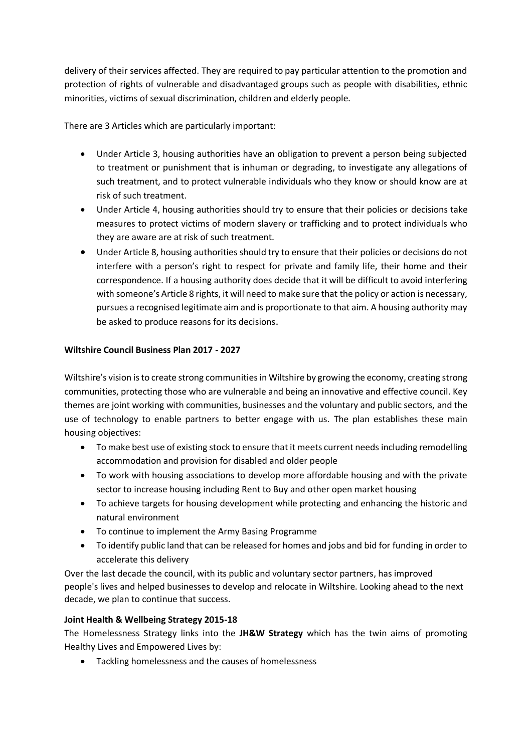delivery of their services affected. They are required to pay particular attention to the promotion and protection of rights of vulnerable and disadvantaged groups such as people with disabilities, ethnic minorities, victims of sexual discrimination, children and elderly people.

There are 3 Articles which are particularly important:

- Under Article 3, housing authorities have an obligation to prevent a person being subjected to treatment or punishment that is inhuman or degrading, to investigate any allegations of such treatment, and to protect vulnerable individuals who they know or should know are at risk of such treatment.
- Under Article 4, housing authorities should try to ensure that their policies or decisions take measures to protect victims of modern slavery or trafficking and to protect individuals who they are aware are at risk of such treatment.
- Under Article 8, housing authorities should try to ensure that their policies or decisions do not interfere with a person's right to respect for private and family life, their home and their correspondence. If a housing authority does decide that it will be difficult to avoid interfering with someone's Article 8 rights, it will need to make sure that the policy or action is necessary, pursues a recognised legitimate aim and is proportionate to that aim. A housing authority may be asked to produce reasons for its decisions.

**Wiltshire Council Business Plan 2017 - 2027**

Wiltshire's vision is to create strong communities in Wiltshire by growing the economy, creating strong communities, protecting those who are vulnerable and being an innovative and effective council. Key themes are joint working with communities, businesses and the voluntary and public sectors, and the use of technology to enable partners to better engage with us. The plan establishes these main housing objectives:

- To make best use of existing stock to ensure that it meets current needs including remodelling accommodation and provision for disabled and older people
- To work with housing associations to develop more affordable housing and with the private sector to increase housing including Rent to Buy and other open market housing
- To achieve targets for housing development while protecting and enhancing the historic and natural environment
- To continue to implement the Army Basing Programme
- To identify public land that can be released for homes and jobs and bid for funding in order to accelerate this delivery

Over the last decade the council, with its public and voluntary sector partners, has improved people's lives and helped businesses to develop and relocate in Wiltshire. Looking ahead to the next decade, we plan to continue that success.

**Joint Health & Wellbeing Strategy 2015-18**

The Homelessness Strategy links into the **JH&W Strategy** which has the twin aims of promoting Healthy Lives and Empowered Lives by:

- Tackling homelessness and the causes of homelessness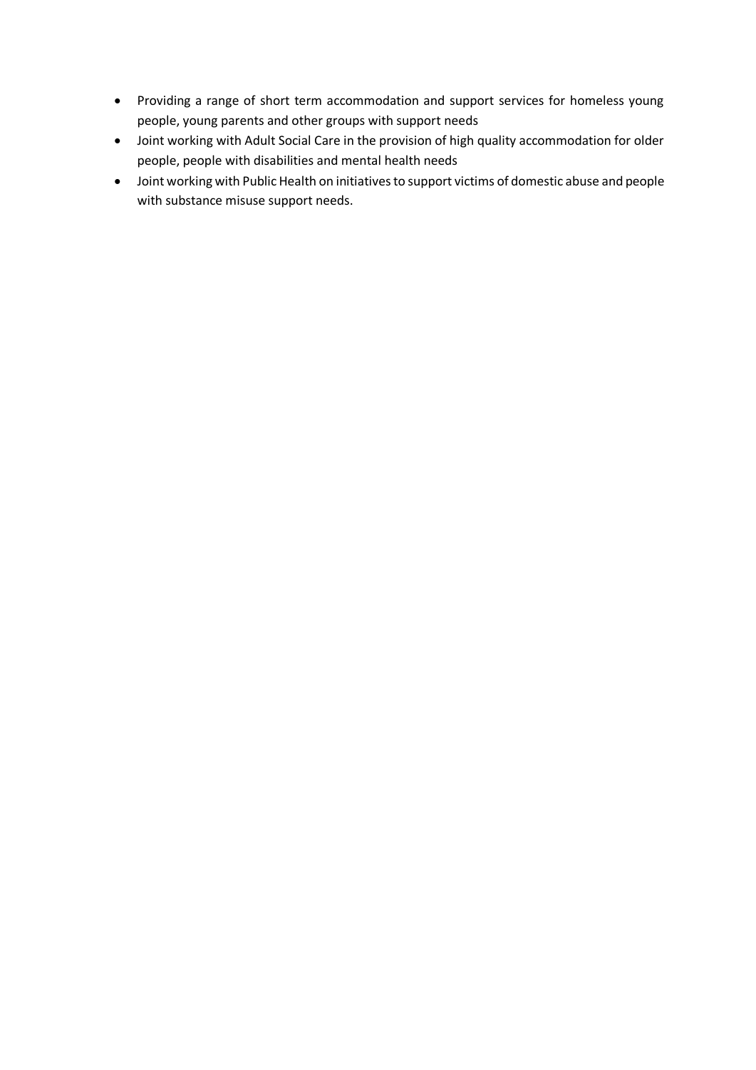- Providing a range of short term accommodation and support services for homeless young people, young parents and other groups with support needs
- Joint working with Adult Social Care in the provision of high quality accommodation for older people, people with disabilities and mental health needs
- Joint working with Public Health on initiatives to support victims of domestic abuse and people with substance misuse support needs.